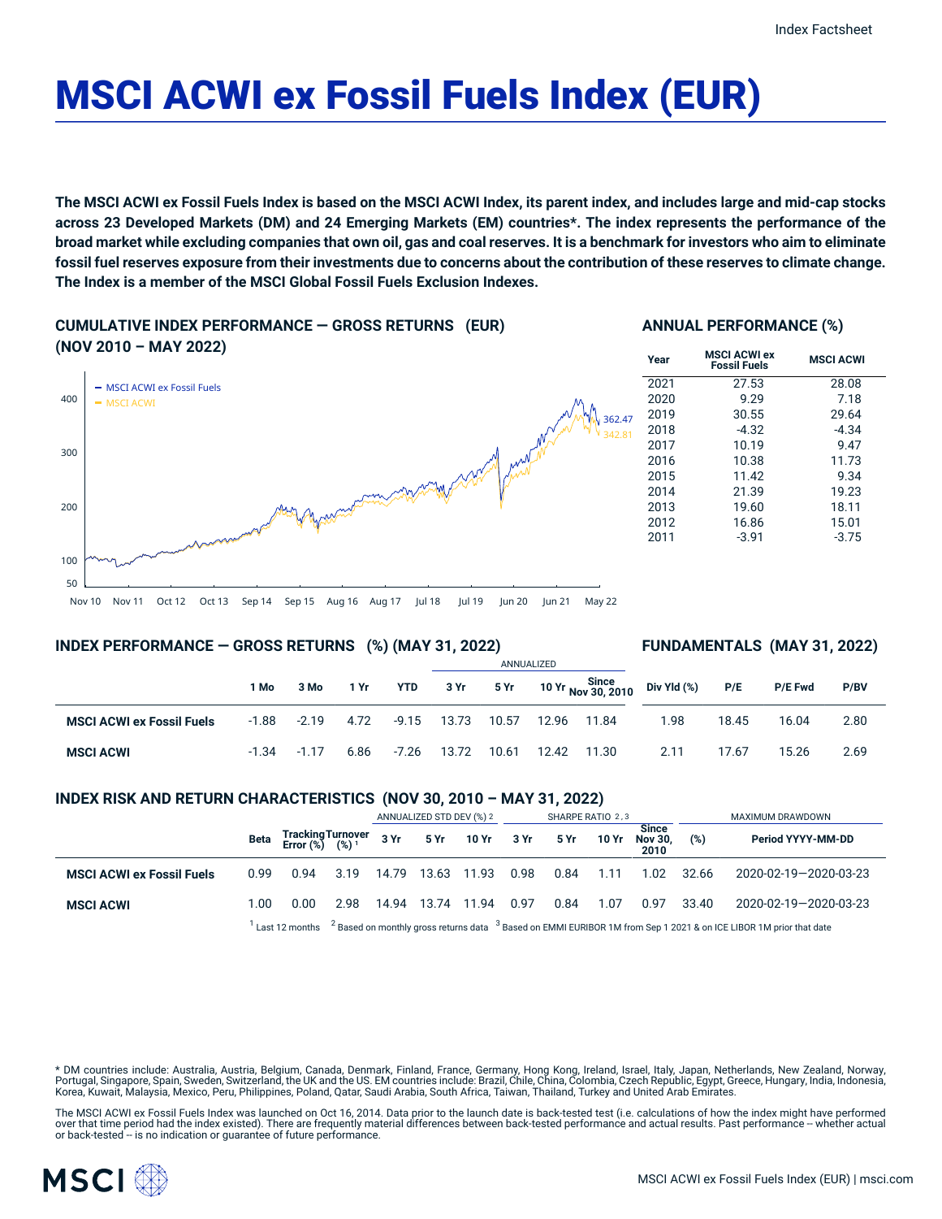# MSCI ACWI ex Fossil Fuels Index (EUR)

**The MSCI ACWI ex Fossil Fuels Index is based on the MSCI ACWI Index, its parent index, and includes large and mid-cap stocks across 23 Developed Markets (DM) and 24 Emerging Markets (EM) countries*. The index represents the performance of the broad market while excluding companies that own oil, gas and coal reserves. It is a benchmark for investors who aim to eliminate fossil fuel reserves exposure from their investments due to concerns about the contribution of these reserves to climate change. The Index is a member of the MSCI Global Fossil Fuels Exclusion Indexes.**

## CUMULATIVE INDEX PERFORMANCE — GROSS RETURNS (EUR) (NOV 2010 – MAY 2022)

## ANNUAL PERFORMANCE (%)

| Year | MSCI ACWI ex Fossil Fuels | MSCI ACWI |
|---|---|---|
| 2021 | 27.53 | 28.08 |
| 2020 | 9.29 | 7.18 |
| 2019 | 30.55 | 29.64 |
| 2018 | -4.32 | -4.34 |
| 2017 | 10.19 | 9.47 |
| 2016 | 10.38 | 11.73 |
| 2015 | 11.42 | 9.34 |
| 2014 | 21.39 | 19.23 |
| 2013 | 19.60 | 18.11 |
| 2012 | 16.86 | 15.01 |
| 2011 | -3.91 | -3.75 |

## INDEX PERFORMANCE — GROSS RETURNS (%) (MAY 31, 2022)

## FUNDAMENTALS (MAY 31, 2022)

| | 1 Mo | 3 Mo | 1 Yr | YTD | ANNUALIZED 3 Yr | 5 Yr | 10 Yr | Since Nov 30, 2010 | Div Yld (%) | P/E | P/E Fwd | P/BV |
|---|---|---|---|---|---|---|---|---|---|---|---|---|
| **MSCI ACWI ex Fossil Fuels** | -1.88 | -2.19 | 4.72 | -9.15 | 13.73 | 10.57 | 12.96 | 11.84 | 1.98 | 18.45 | 16.04 | 2.80 |
| **MSCI ACWI** | -1.34 | -1.17 | 6.86 | -7.26 | 13.72 | 10.61 | 12.42 | 11.30 | 2.11 | 17.67 | 15.26 | 2.69 |

## INDEX RISK AND RETURN CHARACTERISTICS (NOV 30, 2010 – MAY 31, 2022)

| | Beta | Tracking Error (%) | Turnover (%) [1] | ANNUALIZED STD DEV (%) [2] 3 Yr | 5 Yr | 10 Yr | SHARPE RATIO [2,3] 3 Yr | 5 Yr | 10 Yr | Since Nov 30, 2010 | MAXIMUM DRAWDOWN (%) | Period YYYY-MM-DD |
|---|---|---|---|---|---|---|---|---|---|---|---|---|
| **MSCI ACWI ex Fossil Fuels** | 0.99 | 0.94 | 3.19 | 14.79 | 13.63 | 11.93 | 0.98 | 0.84 | 1.11 | 1.02 | 32.66 | 2020-02-19—2020-03-23 |
| **MSCI ACWI** | 1.00 | 0.00 | 2.98 | 14.94 | 13.74 | 11.94 | 0.97 | 0.84 | 1.07 | 0.97 | 33.40 | 2020-02-19—2020-03-23 |

[1] Last 12 months [2] Based on monthly gross returns data [3] Based on EMMI EURIBOR 1M from Sep 1 2021 & on ICE LIBOR 1M prior that date

* DM countries include: Australia, Austria, Belgium, Canada, Denmark, Finland, France, Germany, Hong Kong, Ireland, Israel, Italy, Japan, Netherlands, New Zealand, Norway, Portugal, Singapore, Spain, Sweden, Switzerland, the UK and the US. EM countries include: Brazil, Chile, China, Colombia, Czech Republic, Egypt, Greece, Hungary, India, Indonesia, Korea, Kuwait, Malaysia, Mexico, Peru, Philippines, Poland, Qatar, Saudi Arabia, South Africa, Taiwan, Thailand, Turkey and United Arab Emirates.

The MSCI ACWI ex Fossil Fuels Index was launched on Oct 16, 2014. Data prior to the launch date is back-tested test (i.e. calculations of how the index might have performed over that time period had the index existed). There are frequently material differences between back-tested performance and actual results. Past performance -- whether actual or back-tested -- is no indication or guarantee of future performance.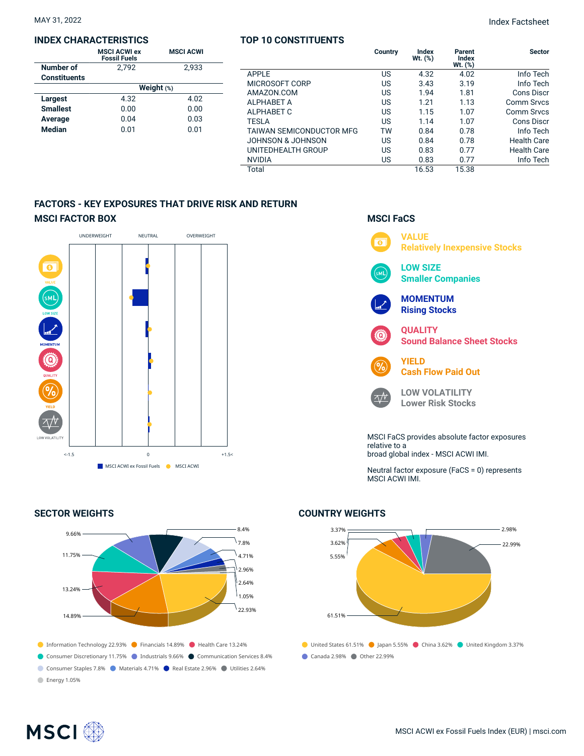MAY 31, 2022

Index Factsheet

## INDEX CHARACTERISTICS

| | MSCI ACWI ex Fossil Fuels | MSCI ACWI |
|---|---|---|
| Number of Constituents | 2,792 | 2,933 |
| | **Weight (%)** | |
| **Largest** | 4.32 | 4.02 |
| **Smallest** | 0.00 | 0.00 |
| **Average** | 0.04 | 0.03 |
| **Median** | 0.01 | 0.01 |

## TOP 10 CONSTITUENTS

| | Country | Index Wt. (%) | Parent Index Wt. (%) | Sector |
|---|---|---|---|---|
| APPLE | US | 4.32 | 4.02 | Info Tech |
| MICROSOFT CORP | US | 3.43 | 3.19 | Info Tech |
| AMAZON.COM | US | 1.94 | 1.81 | Cons Discr |
| ALPHABET A | US | 1.21 | 1.13 | Comm Srvcs |
| ALPHABET C | US | 1.15 | 1.07 | Comm Srvcs |
| TESLA | US | 1.14 | 1.07 | Cons Discr |
| TAIWAN SEMICONDUCTOR MFG | TW | 0.84 | 0.78 | Info Tech |
| JOHNSON & JOHNSON | US | 0.84 | 0.78 | Health Care |
| UNITEDHEALTH GROUP | US | 0.83 | 0.77 | Health Care |
| NVIDIA | US | 0.83 | 0.77 | Info Tech |
| Total | | 16.53 | 15.38 | |

## FACTORS - KEY EXPOSURES THAT DRIVE RISK AND RETURN

### MSCI FACTOR BOX

UNDERWEIGHT NEUTRAL OVERWEIGHT

VALUE, LOW SIZE, MOMENTUM, QUALITY, YIELD, LOW VOLATILITY

<-1.5 0 +1.5<

MSCI ACWI ex Fossil Fuels MSCI ACWI

### MSCI FaCS

**VALUE**
Relatively Inexpensive Stocks

**LOW SIZE**
Smaller Companies

**MOMENTUM**
Rising Stocks

**QUALITY**
Sound Balance Sheet Stocks

**YIELD**
Cash Flow Paid Out

**LOW VOLATILITY**
Lower Risk Stocks

MSCI FaCS provides absolute factor exposures relative to a broad global index - MSCI ACWI IMI.

Neutral factor exposure (FaCS = 0) represents MSCI ACWI IMI.

## SECTOR WEIGHTS

- Information Technology 22.93%
- Financials 14.89%
- Health Care 13.24%
- Consumer Discretionary 11.75%
- Industrials 9.66%
- Communication Services 8.4%
- Consumer Staples 7.8%
- Materials 4.71%
- Real Estate 2.96%
- Utilities 2.64%
- Energy 1.05%

## COUNTRY WEIGHTS

- United States 61.51%
- Japan 5.55%
- China 3.62%
- United Kingdom 3.37%
- Canada 2.98%
- Other 22.99%

MSCI ACWI ex Fossil Fuels Index (EUR) | msci.com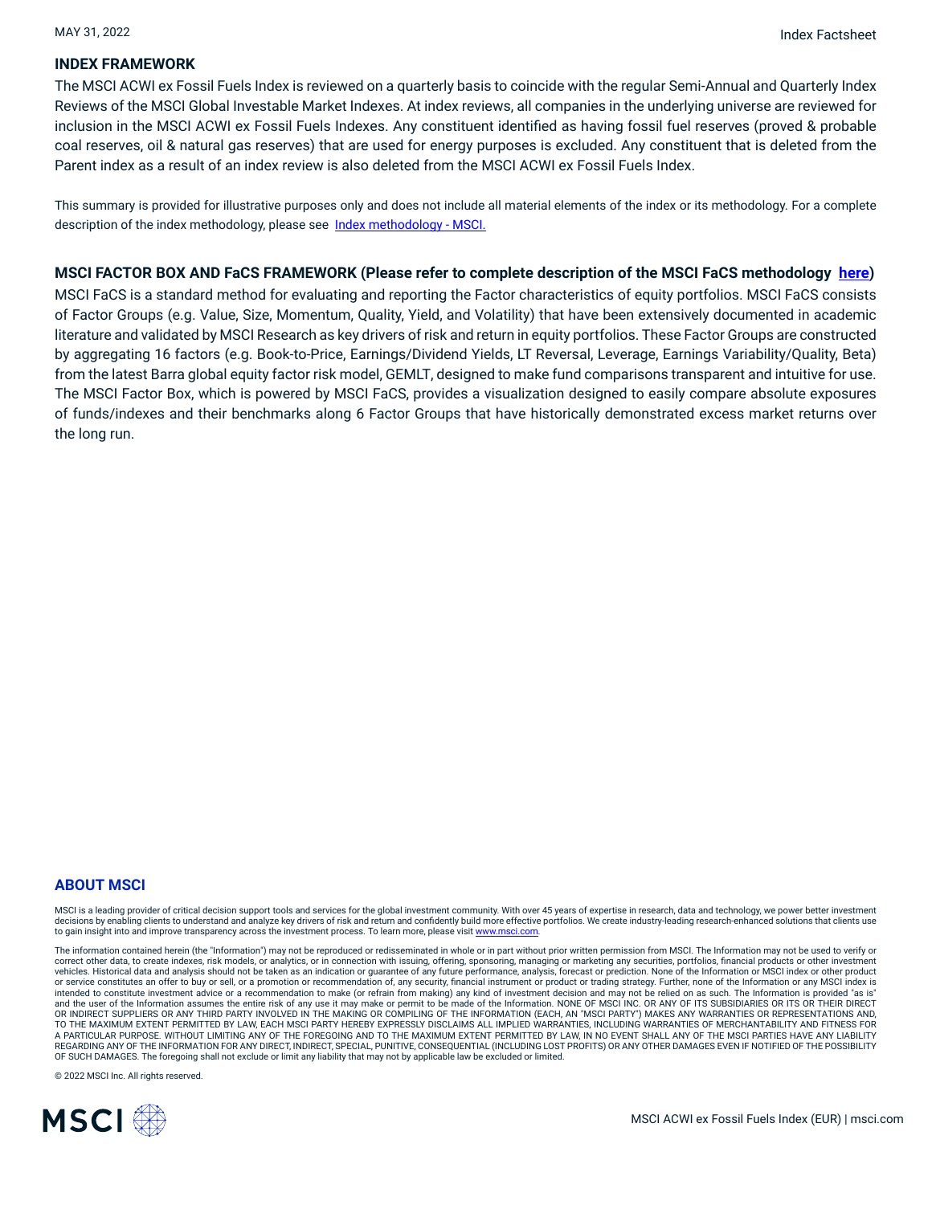## INDEX FRAMEWORK

The MSCI ACWI ex Fossil Fuels Index is reviewed on a quarterly basis to coincide with the regular Semi-Annual and Quarterly Index Reviews of the MSCI Global Investable Market Indexes. At index reviews, all companies in the underlying universe are reviewed for inclusion in the MSCI ACWI ex Fossil Fuels Indexes. Any constituent identified as having fossil fuel reserves (proved & probable coal reserves, oil & natural gas reserves) that are used for energy purposes is excluded. Any constituent that is deleted from the Parent index as a result of an index review is also deleted from the MSCI ACWI ex Fossil Fuels Index.

This summary is provided for illustrative purposes only and does not include all material elements of the index or its methodology. For a complete description of the index methodology, please see [Index methodology - MSCI.](Index methodology - MSCI.)

## MSCI FACTOR BOX AND FaCS FRAMEWORK (Please refer to complete description of the MSCI FaCS methodology here)

MSCI FaCS is a standard method for evaluating and reporting the Factor characteristics of equity portfolios. MSCI FaCS consists of Factor Groups (e.g. Value, Size, Momentum, Quality, Yield, and Volatility) that have been extensively documented in academic literature and validated by MSCI Research as key drivers of risk and return in equity portfolios. These Factor Groups are constructed by aggregating 16 factors (e.g. Book-to-Price, Earnings/Dividend Yields, LT Reversal, Leverage, Earnings Variability/Quality, Beta) from the latest Barra global equity factor risk model, GEMLT, designed to make fund comparisons transparent and intuitive for use. The MSCI Factor Box, which is powered by MSCI FaCS, provides a visualization designed to easily compare absolute exposures of funds/indexes and their benchmarks along 6 Factor Groups that have historically demonstrated excess market returns over the long run.

## ABOUT MSCI

MSCI is a leading provider of critical decision support tools and services for the global investment community. With over 45 years of expertise in research, data and technology, we power better investment decisions by enabling clients to understand and analyze key drivers of risk and return and confidently build more effective portfolios. We create industry-leading research-enhanced solutions that clients use to gain insight into and improve transparency across the investment process. To learn more, please visit www.msci.com.

The information contained herein (the "Information") may not be reproduced or redisseminated in whole or in part without prior written permission from MSCI. The Information may not be used to verify or correct other data, to create indexes, risk models, or analytics, or in connection with issuing, offering, sponsoring, managing or marketing any securities, portfolios, financial products or other investment vehicles. Historical data and analysis should not be taken as an indication or guarantee of any future performance, analysis, forecast or prediction. None of the Information or MSCI index or other product or service constitutes an offer to buy or sell, or a promotion or recommendation of, any security, financial instrument or product or trading strategy. Further, none of the Information or any MSCI index is intended to constitute investment advice or a recommendation to make (or refrain from making) any kind of investment decision and may not be relied on as such. The Information is provided "as is" and the user of the Information assumes the entire risk of any use it may make or permit to be made of the Information. NONE OF MSCI INC. OR ANY OF ITS SUBSIDIARIES OR ITS OR THEIR DIRECT OR INDIRECT SUPPLIERS OR ANY THIRD PARTY INVOLVED IN THE MAKING OR COMPILING OF THE INFORMATION (EACH, AN "MSCI PARTY") MAKES ANY WARRANTIES OR REPRESENTATIONS AND, TO THE MAXIMUM EXTENT PERMITTED BY LAW, EACH MSCI PARTY HEREBY EXPRESSLY DISCLAIMS ALL IMPLIED WARRANTIES, INCLUDING WARRANTIES OF MERCHANTABILITY AND FITNESS FOR A PARTICULAR PURPOSE. WITHOUT LIMITING ANY OF THE FOREGOING AND TO THE MAXIMUM EXTENT PERMITTED BY LAW, IN NO EVENT SHALL ANY OF THE MSCI PARTIES HAVE ANY LIABILITY REGARDING ANY OF THE INFORMATION FOR ANY DIRECT, INDIRECT, SPECIAL, PUNITIVE, CONSEQUENTIAL (INCLUDING LOST PROFITS) OR ANY OTHER DAMAGES EVEN IF NOTIFIED OF THE POSSIBILITY OF SUCH DAMAGES. The foregoing shall not exclude or limit any liability that may not by applicable law be excluded or limited.

© 2022 MSCI Inc. All rights reserved.